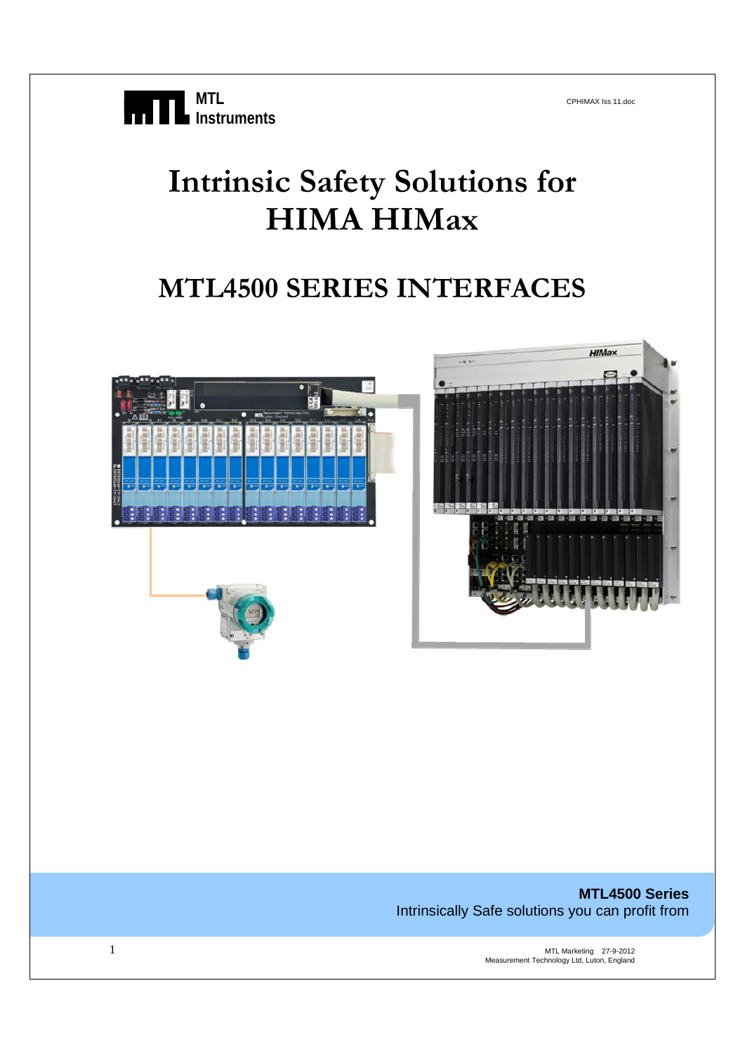MTL Instruments

CPHIMAX Iss 11.doc

# Intrinsic Safety Solutions for HIMA HIMax

## MTL4500 SERIES INTERFACES

**MTL4500 Series**
Intrinsically Safe solutions you can profit from

MTL Marketing 27-9-2012
Measurement Technology Ltd, Luton, England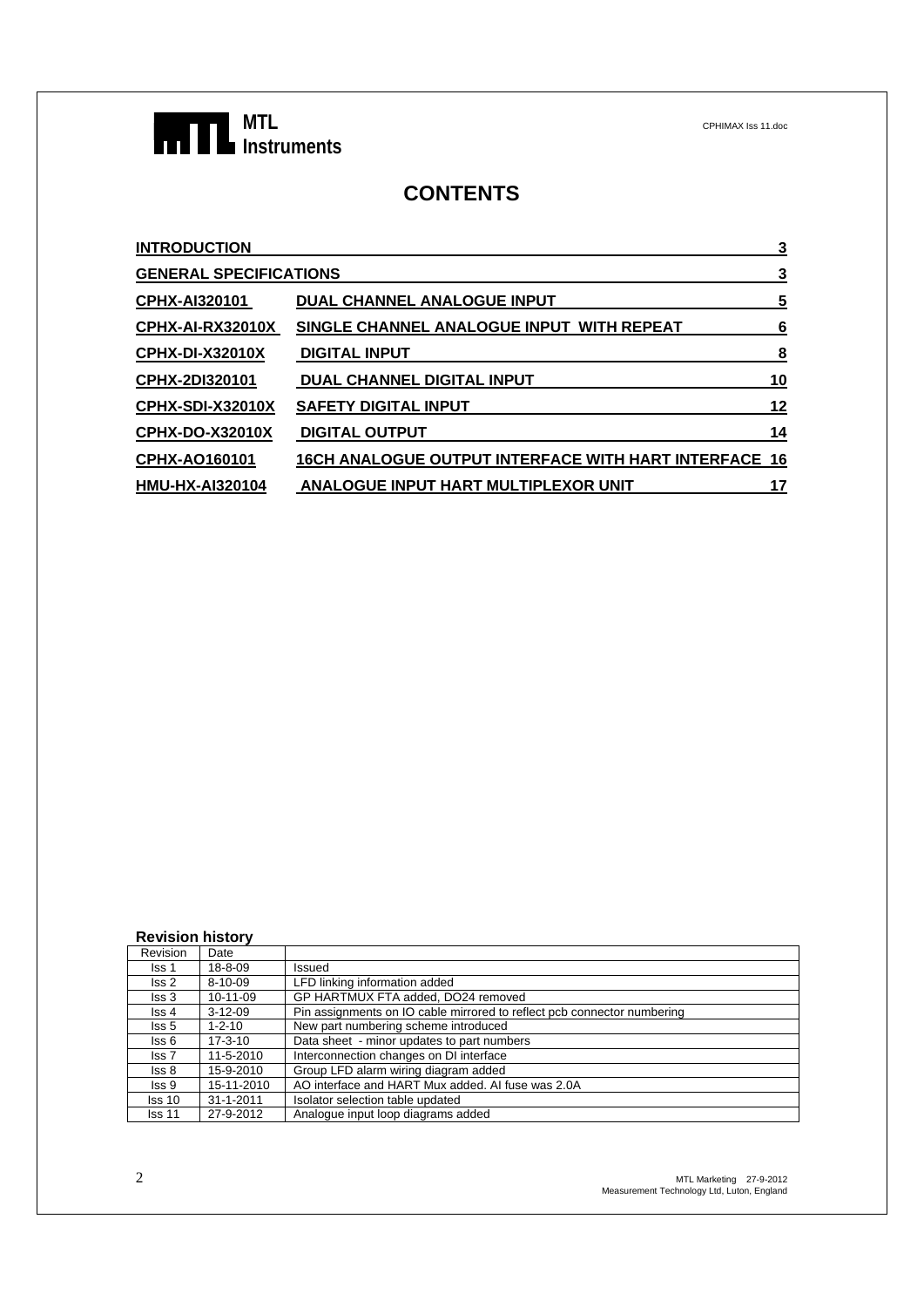# CONTENTS

| | | |
|---|---|---|
| **INTRODUCTION** | | **3** |
| **GENERAL SPECIFICATIONS** | | **3** |
| **CPHX-AI320101** | **DUAL CHANNEL ANALOGUE INPUT** | **5** |
| **CPHX-AI-RX32010X** | **SINGLE CHANNEL ANALOGUE INPUT WITH REPEAT** | **6** |
| **CPHX-DI-X32010X** | **DIGITAL INPUT** | **8** |
| **CPHX-2DI320101** | **DUAL CHANNEL DIGITAL INPUT** | **10** |
| **CPHX-SDI-X32010X** | **SAFETY DIGITAL INPUT** | **12** |
| **CPHX-DO-X32010X** | **DIGITAL OUTPUT** | **14** |
| **CPHX-AO160101** | **16CH ANALOGUE OUTPUT INTERFACE WITH HART INTERFACE** | **16** |
| **HMU-HX-AI320104** | **ANALOGUE INPUT HART MULTIPLEXOR UNIT** | **17** |

**Revision history**

| Revision | Date | |
|---|---|---|
| Iss 1 | 18-8-09 | Issued |
| Iss 2 | 8-10-09 | LFD linking information added |
| Iss 3 | 10-11-09 | GP HARTMUX FTA added, DO24 removed |
| Iss 4 | 3-12-09 | Pin assignments on IO cable mirrored to reflect pcb connector numbering |
| Iss 5 | 1-2-10 | New part numbering scheme introduced |
| Iss 6 | 17-3-10 | Data sheet - minor updates to part numbers |
| Iss 7 | 11-5-2010 | Interconnection changes on DI interface |
| Iss 8 | 15-9-2010 | Group LFD alarm wiring diagram added |
| Iss 9 | 15-11-2010 | AO interface and HART Mux added. AI fuse was 2.0A |
| Iss 10 | 31-1-2011 | Isolator selection table updated |
| Iss 11 | 27-9-2012 | Analogue input loop diagrams added |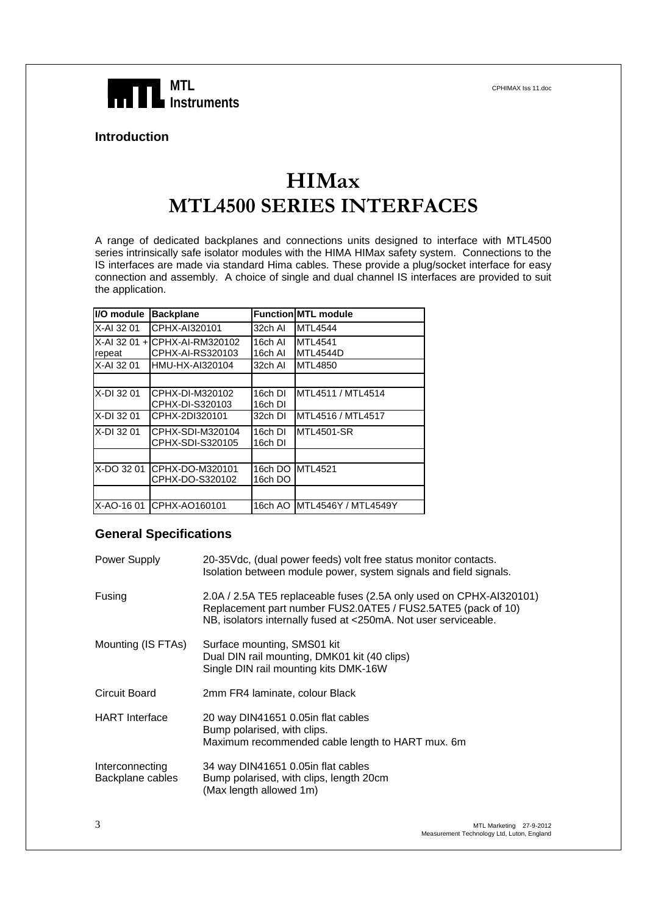**MTL Instruments**

### Introduction

# HIMax
# MTL4500 SERIES INTERFACES

A range of dedicated backplanes and connections units designed to interface with MTL4500 series intrinsically safe isolator modules with the HIMA HIMax safety system. Connections to the IS interfaces are made via standard Hima cables. These provide a plug/socket interface for easy connection and assembly. A choice of single and dual channel IS interfaces are provided to suit the application.

| I/O module | Backplane | Function | MTL module |
|---|---|---|---|
| X-AI 32 01 | CPHX-AI320101 | 32ch AI | MTL4544 |
| X-AI 32 01 + repeat | CPHX-AI-RM320102<br>CPHX-AI-RS320103 | 16ch AI<br>16ch AI | MTL4541<br>MTL4544D |
| X-AI 32 01 | HMU-HX-AI320104 | 32ch AI | MTL4850 |
| | | | |
| X-DI 32 01 | CPHX-DI-M320102<br>CPHX-DI-S320103 | 16ch DI<br>16ch DI | MTL4511 / MTL4514 |
| X-DI 32 01 | CPHX-2DI320101 | 32ch DI | MTL4516 / MTL4517 |
| X-DI 32 01 | CPHX-SDI-M320104<br>CPHX-SDI-S320105 | 16ch DI<br>16ch DI | MTL4501-SR |
| | | | |
| X-DO 32 01 | CPHX-DO-M320101<br>CPHX-DO-S320102 | 16ch DO<br>16ch DO | MTL4521 |
| | | | |
| X-AO-16 01 | CPHX-AO160101 | 16ch AO | MTL4546Y / MTL4549Y |

## General Specifications

| | |
|---|---|
| Power Supply | 20-35Vdc, (dual power feeds) volt free status monitor contacts.<br>Isolation between module power, system signals and field signals. |
| Fusing | 2.0A / 2.5A TE5 replaceable fuses (2.5A only used on CPHX-AI320101)<br>Replacement part number FUS2.0ATE5 / FUS2.5ATE5 (pack of 10)<br>NB, isolators internally fused at <250mA. Not user serviceable. |
| Mounting (IS FTAs) | Surface mounting, SMS01 kit<br>Dual DIN rail mounting, DMK01 kit (40 clips)<br>Single DIN rail mounting kits DMK-16W |
| Circuit Board | 2mm FR4 laminate, colour Black |
| HART Interface | 20 way DIN41651 0.05in flat cables<br>Bump polarised, with clips.<br>Maximum recommended cable length to HART mux. 6m |
| Interconnecting Backplane cables | 34 way DIN41651 0.05in flat cables<br>Bump polarised, with clips, length 20cm<br>(Max length allowed 1m) |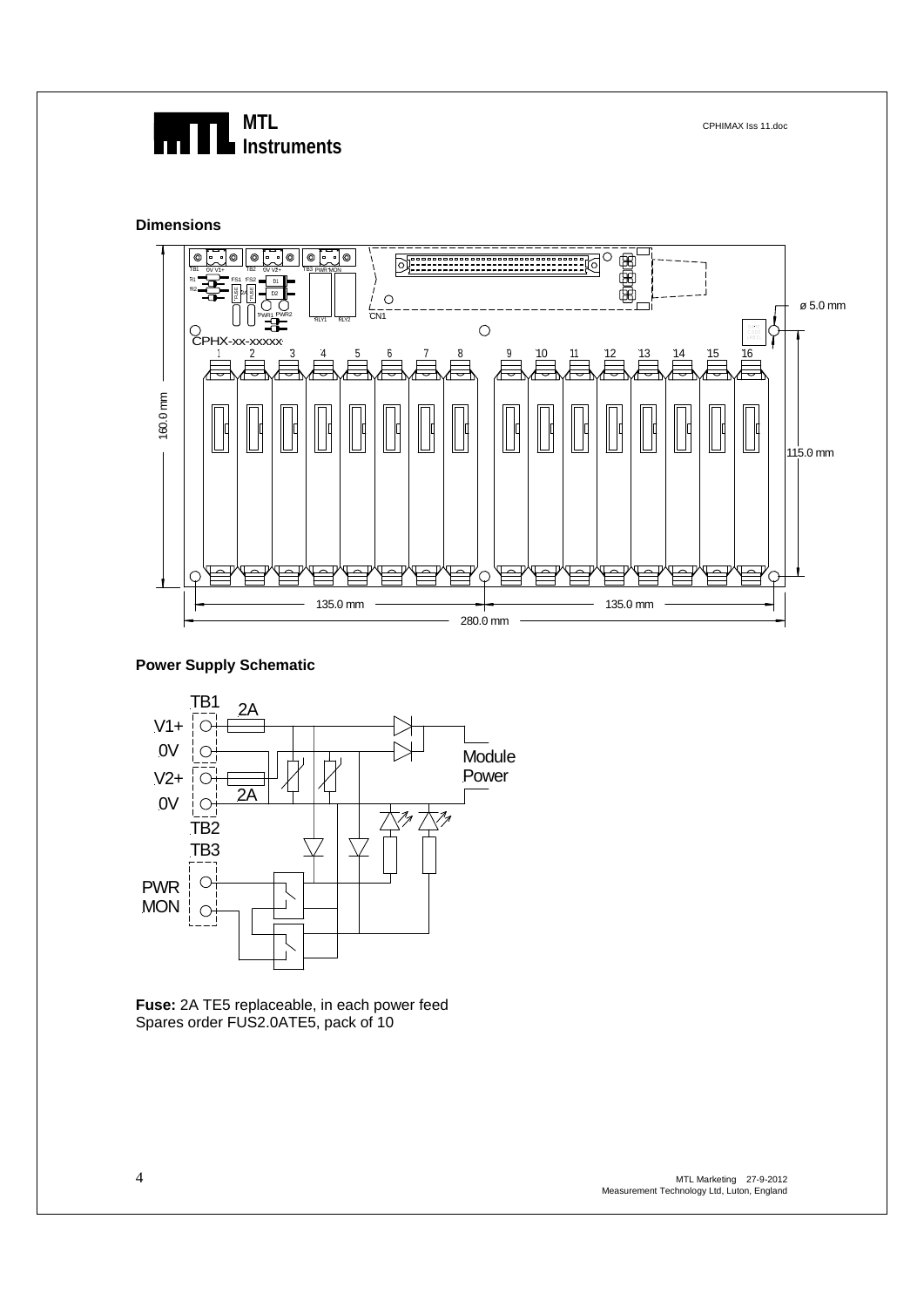## Dimensions

## Power Supply Schematic

**Fuse:** 2A TE5 replaceable, in each power feed
Spares order FUS2.0ATE5, pack of 10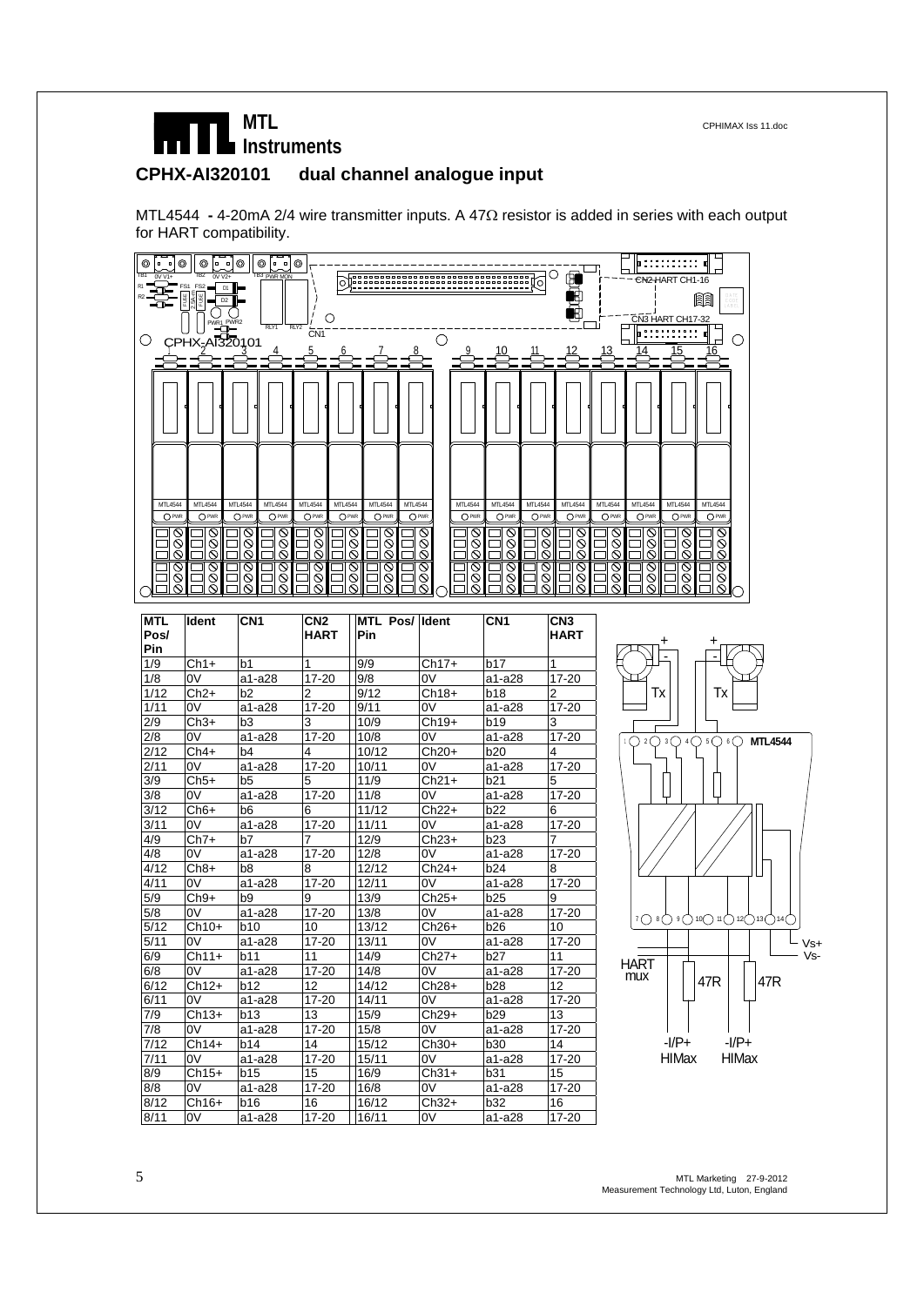## CPHX-AI320101 dual channel analogue input

MTL4544 - 4-20mA 2/4 wire transmitter inputs. A 47Ω resistor is added in series with each output for HART compatibility.

| MTL Pos/ Pin | Ident | CN1 | CN2 HART | MTL Pos/ Pin | Ident | CN1 | CN3 HART |
|---|---|---|---|---|---|---|---|
| 1/9 | Ch1+ | b1 | 1 | 9/9 | Ch17+ | b17 | 1 |
| 1/8 | 0V | a1-a28 | 17-20 | 9/8 | 0V | a1-a28 | 17-20 |
| 1/12 | Ch2+ | b2 | 2 | 9/12 | Ch18+ | b18 | 2 |
| 1/11 | 0V | a1-a28 | 17-20 | 9/11 | 0V | a1-a28 | 17-20 |
| 2/9 | Ch3+ | b3 | 3 | 10/9 | Ch19+ | b19 | 3 |
| 2/8 | 0V | a1-a28 | 17-20 | 10/8 | 0V | a1-a28 | 17-20 |
| 2/12 | Ch4+ | b4 | 4 | 10/12 | Ch20+ | b20 | 4 |
| 2/11 | 0V | a1-a28 | 17-20 | 10/11 | 0V | a1-a28 | 17-20 |
| 3/9 | Ch5+ | b5 | 5 | 11/9 | Ch21+ | b21 | 5 |
| 3/8 | 0V | a1-a28 | 17-20 | 11/8 | 0V | a1-a28 | 17-20 |
| 3/12 | Ch6+ | b6 | 6 | 11/12 | Ch22+ | b22 | 6 |
| 3/11 | 0V | a1-a28 | 17-20 | 11/11 | 0V | a1-a28 | 17-20 |
| 4/9 | Ch7+ | b7 | 7 | 12/9 | Ch23+ | b23 | 7 |
| 4/8 | 0V | a1-a28 | 17-20 | 12/8 | 0V | a1-a28 | 17-20 |
| 4/12 | Ch8+ | b8 | 8 | 12/12 | Ch24+ | b24 | 8 |
| 4/11 | 0V | a1-a28 | 17-20 | 12/11 | 0V | a1-a28 | 17-20 |
| 5/9 | Ch9+ | b9 | 9 | 13/9 | Ch25+ | b25 | 9 |
| 5/8 | 0V | a1-a28 | 17-20 | 13/8 | 0V | a1-a28 | 17-20 |
| 5/12 | Ch10+ | b10 | 10 | 13/12 | Ch26+ | b26 | 10 |
| 5/11 | 0V | a1-a28 | 17-20 | 13/11 | 0V | a1-a28 | 17-20 |
| 6/9 | Ch11+ | b11 | 11 | 14/9 | Ch27+ | b27 | 11 |
| 6/8 | 0V | a1-a28 | 17-20 | 14/8 | 0V | a1-a28 | 17-20 |
| 6/12 | Ch12+ | b12 | 12 | 14/12 | Ch28+ | b28 | 12 |
| 6/11 | 0V | a1-a28 | 17-20 | 14/11 | 0V | a1-a28 | 17-20 |
| 7/9 | Ch13+ | b13 | 13 | 15/9 | Ch29+ | b29 | 13 |
| 7/8 | 0V | a1-a28 | 17-20 | 15/8 | 0V | a1-a28 | 17-20 |
| 7/12 | Ch14+ | b14 | 14 | 15/12 | Ch30+ | b30 | 14 |
| 7/11 | 0V | a1-a28 | 17-20 | 15/11 | 0V | a1-a28 | 17-20 |
| 8/9 | Ch15+ | b15 | 15 | 16/9 | Ch31+ | b31 | 15 |
| 8/8 | 0V | a1-a28 | 17-20 | 16/8 | 0V | a1-a28 | 17-20 |
| 8/12 | Ch16+ | b16 | 16 | 16/12 | Ch32+ | b32 | 16 |
| 8/11 | 0V | a1-a28 | 17-20 | 16/11 | 0V | a1-a28 | 17-20 |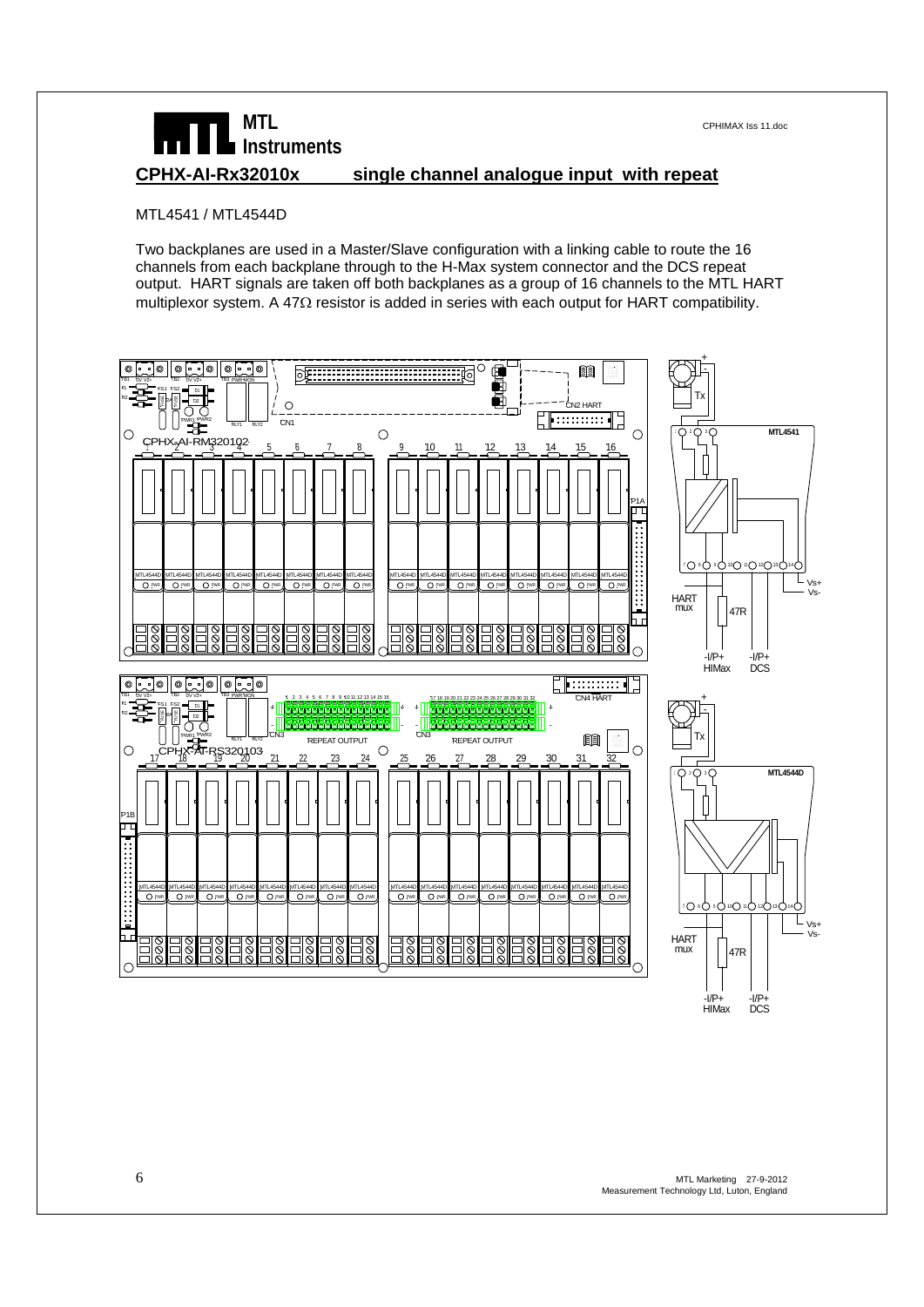## CPHX-AI-Rx32010x single channel analogue input with repeat

MTL4541 / MTL4544D

Two backplanes are used in a Master/Slave configuration with a linking cable to route the 16 channels from each backplane through to the H-Max system connector and the DCS repeat output. HART signals are taken off both backplanes as a group of 16 channels to the MTL HART multiplexor system. A 47Ω resistor is added in series with each output for HART compatibility.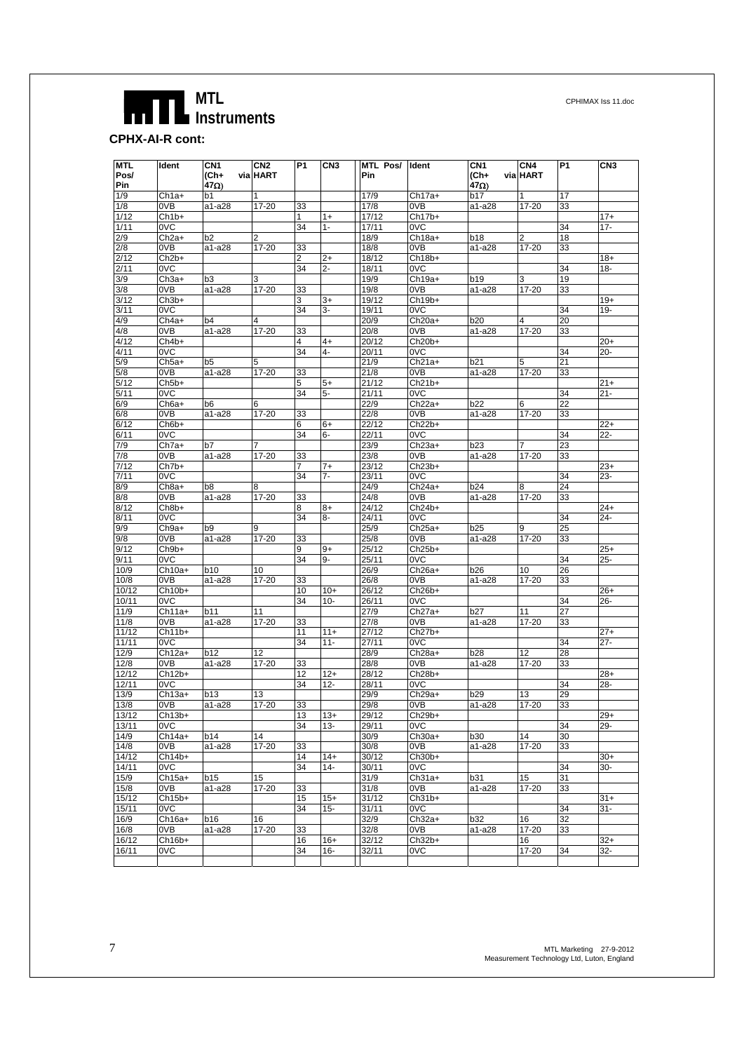**CPHX-AI-R cont:**

| MTL Pos/ Pin | Ident | CN1 (Ch+ 47Ω) | CN2 via HART | P1 | CN3 | MTL Pos/ Pin | Ident | CN1 (Ch+ 47Ω) | CN4 via HART | P1 | CN3 |
|---|---|---|---|---|---|---|---|---|---|---|---|
| 1/9 | Ch1a+ | b1 | 1 | | | 17/9 | Ch17a+ | b17 | 1 | 17 | |
| 1/8 | 0VB | a1-a28 | 17-20 | 33 | | 17/8 | 0VB | a1-a28 | 17-20 | 33 | |
| 1/12 | Ch1b+ | | | 1 | 1+ | 17/12 | Ch17b+ | | | | 17+ |
| 1/11 | 0VC | | | 34 | 1- | 17/11 | 0VC | | | 34 | 17- |
| 2/9 | Ch2a+ | b2 | 2 | | | 18/9 | Ch18a+ | b18 | 2 | 18 | |
| 2/8 | 0VB | a1-a28 | 17-20 | 33 | | 18/8 | 0VB | a1-a28 | 17-20 | 33 | |
| 2/12 | Ch2b+ | | | 2 | 2+ | 18/12 | Ch18b+ | | | | 18+ |
| 2/11 | 0VC | | | 34 | 2- | 18/11 | 0VC | | | 34 | 18- |
| 3/9 | Ch3a+ | b3 | 3 | | | 19/9 | Ch19a+ | b19 | 3 | 19 | |
| 3/8 | 0VB | a1-a28 | 17-20 | 33 | | 19/8 | 0VB | a1-a28 | 17-20 | 33 | |
| 3/12 | Ch3b+ | | | 3 | 3+ | 19/12 | Ch19b+ | | | | 19+ |
| 3/11 | 0VC | | | 34 | 3- | 19/11 | 0VC | | | 34 | 19- |
| 4/9 | Ch4a+ | b4 | 4 | | | 20/9 | Ch20a+ | b20 | 4 | 20 | |
| 4/8 | 0VB | a1-a28 | 17-20 | 33 | | 20/8 | 0VB | a1-a28 | 17-20 | 33 | |
| 4/12 | Ch4b+ | | | 4 | 4+ | 20/12 | Ch20b+ | | | | 20+ |
| 4/11 | 0VC | | | 34 | 4- | 20/11 | 0VC | | | 34 | 20- |
| 5/9 | Ch5a+ | b5 | 5 | | | 21/9 | Ch21a+ | b21 | 5 | 21 | |
| 5/8 | 0VB | a1-a28 | 17-20 | 33 | | 21/8 | 0VB | a1-a28 | 17-20 | 33 | |
| 5/12 | Ch5b+ | | | 5 | 5+ | 21/12 | Ch21b+ | | | | 21+ |
| 5/11 | 0VC | | | 34 | 5- | 21/11 | 0VC | | | 34 | 21- |
| 6/9 | Ch6a+ | b6 | 6 | | | 22/9 | Ch22a+ | b22 | 6 | 22 | |
| 6/8 | 0VB | a1-a28 | 17-20 | 33 | | 22/8 | 0VB | a1-a28 | 17-20 | 33 | |
| 6/12 | Ch6b+ | | | 6 | 6+ | 22/12 | Ch22b+ | | | | 22+ |
| 6/11 | 0VC | | | 34 | 6- | 22/11 | 0VC | | | 34 | 22- |
| 7/9 | Ch7a+ | b7 | 7 | | | 23/9 | Ch23a+ | b23 | 7 | 23 | |
| 7/8 | 0VB | a1-a28 | 17-20 | 33 | | 23/8 | 0VB | a1-a28 | 17-20 | 33 | |
| 7/12 | Ch7b+ | | | 7 | 7+ | 23/12 | Ch23b+ | | | | 23+ |
| 7/11 | 0VC | | | 34 | 7- | 23/11 | 0VC | | | 34 | 23- |
| 8/9 | Ch8a+ | b8 | 8 | | | 24/9 | Ch24a+ | b24 | 8 | 24 | |
| 8/8 | 0VB | a1-a28 | 17-20 | 33 | | 24/8 | 0VB | a1-a28 | 17-20 | 33 | |
| 8/12 | Ch8b+ | | | 8 | 8+ | 24/12 | Ch24b+ | | | | 24+ |
| 8/11 | 0VC | | | 34 | 8- | 24/11 | 0VC | | | 34 | 24- |
| 9/9 | Ch9a+ | b9 | 9 | | | 25/9 | Ch25a+ | b25 | 9 | 25 | |
| 9/8 | 0VB | a1-a28 | 17-20 | 33 | | 25/8 | 0VB | a1-a28 | 17-20 | 33 | |
| 9/12 | Ch9b+ | | | 9 | 9+ | 25/12 | Ch25b+ | | | | 25+ |
| 9/11 | 0VC | | | 34 | 9- | 25/11 | 0VC | | | 34 | 25- |
| 10/9 | Ch10a+ | b10 | 10 | | | 26/9 | Ch26a+ | b26 | 10 | 26 | |
| 10/8 | 0VB | a1-a28 | 17-20 | 33 | | 26/8 | 0VB | a1-a28 | 17-20 | 33 | |
| 10/12 | Ch10b+ | | | 10 | 10+ | 26/12 | Ch26b+ | | | | 26+ |
| 10/11 | 0VC | | | 34 | 10- | 26/11 | 0VC | | | 34 | 26- |
| 11/9 | Ch11a+ | b11 | 11 | | | 27/9 | Ch27a+ | b27 | 11 | 27 | |
| 11/8 | 0VB | a1-a28 | 17-20 | 33 | | 27/8 | 0VB | a1-a28 | 17-20 | 33 | |
| 11/12 | Ch11b+ | | | 11 | 11+ | 27/12 | Ch27b+ | | | | 27+ |
| 11/11 | 0VC | | | 34 | 11- | 27/11 | 0VC | | | 34 | 27- |
| 12/9 | Ch12a+ | b12 | 12 | | | 28/9 | Ch28a+ | b28 | 12 | 28 | |
| 12/8 | 0VB | a1-a28 | 17-20 | 33 | | 28/8 | 0VB | a1-a28 | 17-20 | 33 | |
| 12/12 | Ch12b+ | | | 12 | 12+ | 28/12 | Ch28b+ | | | | 28+ |
| 12/11 | 0VC | | | 34 | 12- | 28/11 | 0VC | | | 34 | 28- |
| 13/9 | Ch13a+ | b13 | 13 | | | 29/9 | Ch29a+ | b29 | 13 | 29 | |
| 13/8 | 0VB | a1-a28 | 17-20 | 33 | | 29/8 | 0VB | a1-a28 | 17-20 | 33 | |
| 13/12 | Ch13b+ | | | 13 | 13+ | 29/12 | Ch29b+ | | | | 29+ |
| 13/11 | 0VC | | | 34 | 13- | 29/11 | 0VC | | | 34 | 29- |
| 14/9 | Ch14a+ | b14 | 14 | | | 30/9 | Ch30a+ | b30 | 14 | 30 | |
| 14/8 | 0VB | a1-a28 | 17-20 | 33 | | 30/8 | 0VB | a1-a28 | 17-20 | 33 | |
| 14/12 | Ch14b+ | | | 14 | 14+ | 30/12 | Ch30b+ | | | | 30+ |
| 14/11 | 0VC | | | 34 | 14- | 30/11 | 0VC | | | 34 | 30- |
| 15/9 | Ch15a+ | b15 | 15 | | | 31/9 | Ch31a+ | b31 | 15 | 31 | |
| 15/8 | 0VB | a1-a28 | 17-20 | 33 | | 31/8 | 0VB | a1-a28 | 17-20 | 33 | |
| 15/12 | Ch15b+ | | | 15 | 15+ | 31/12 | Ch31b+ | | | | 31+ |
| 15/11 | 0VC | | | 34 | 15- | 31/11 | 0VC | | | 34 | 31- |
| 16/9 | Ch16a+ | b16 | 16 | | | 32/9 | Ch32a+ | b32 | 16 | 32 | |
| 16/8 | 0VB | a1-a28 | 17-20 | 33 | | 32/8 | 0VB | a1-a28 | 17-20 | 33 | |
| 16/12 | Ch16b+ | | | 16 | 16+ | 32/12 | Ch32b+ | | 16 | | 32+ |
| 16/11 | 0VC | | | 34 | 16- | 32/11 | 0VC | | 17-20 | 34 | 32- |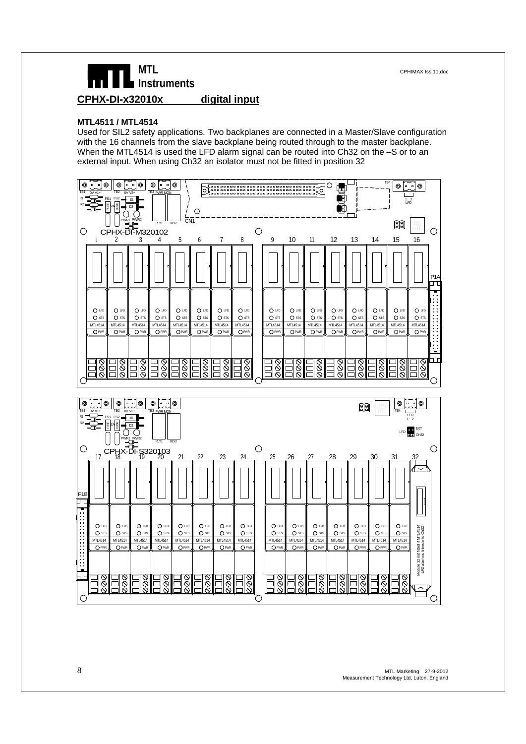## CPHX-DI-x32010x digital input

### MTL4511 / MTL4514

Used for SIL2 safety applications. Two backplanes are connected in a Master/Slave configuration with the 16 channels from the slave backplane being routed through to the master backplane. When the MTL4514 is used the LFD alarm signal can be routed into Ch32 on the –S or to an external input. When using Ch32 an isolator must not be fitted in position 32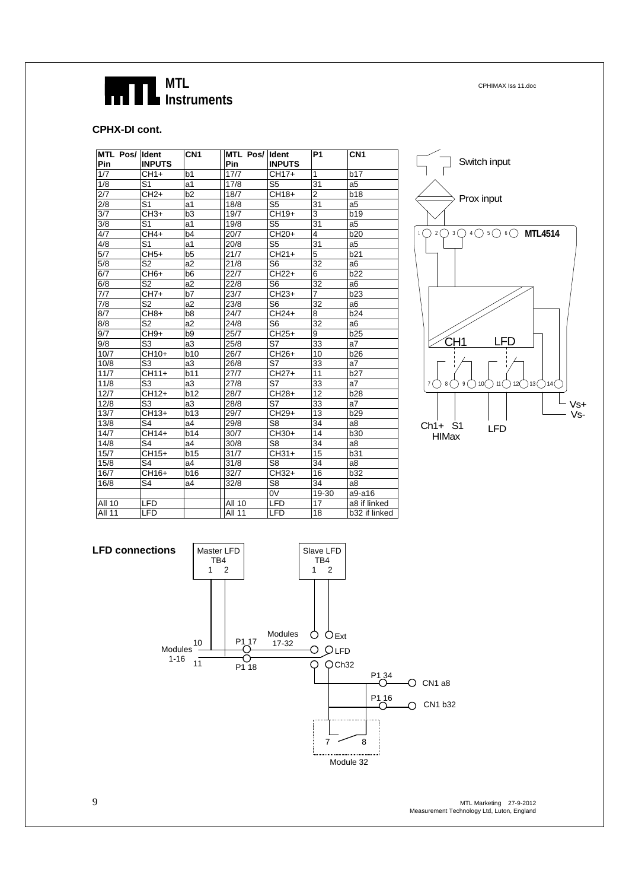## CPHX-DI cont.

| MTL Pos/ Pin | Ident INPUTS | CN1 | MTL Pos/ Pin | Ident INPUTS | P1 | CN1 |
|---|---|---|---|---|---|---|
| 1/7 | CH1+ | b1 | 17/7 | CH17+ | 1 | b17 |
| 1/8 | S1 | a1 | 17/8 | S5 | 31 | a5 |
| 2/7 | CH2+ | b2 | 18/7 | CH18+ | 2 | b18 |
| 2/8 | S1 | a1 | 18/8 | S5 | 31 | a5 |
| 3/7 | CH3+ | b3 | 19/7 | CH19+ | 3 | b19 |
| 3/8 | S1 | a1 | 19/8 | S5 | 31 | a5 |
| 4/7 | CH4+ | b4 | 20/7 | CH20+ | 4 | b20 |
| 4/8 | S1 | a1 | 20/8 | S5 | 31 | a5 |
| 5/7 | CH5+ | b5 | 21/7 | CH21+ | 5 | b21 |
| 5/8 | S2 | a2 | 21/8 | S6 | 32 | a6 |
| 6/7 | CH6+ | b6 | 22/7 | CH22+ | 6 | b22 |
| 6/8 | S2 | a2 | 22/8 | S6 | 32 | a6 |
| 7/7 | CH7+ | b7 | 23/7 | CH23+ | 7 | b23 |
| 7/8 | S2 | a2 | 23/8 | S6 | 32 | a6 |
| 8/7 | CH8+ | b8 | 24/7 | CH24+ | 8 | b24 |
| 8/8 | S2 | a2 | 24/8 | S6 | 32 | a6 |
| 9/7 | CH9+ | b9 | 25/7 | CH25+ | 9 | b25 |
| 9/8 | S3 | a3 | 25/8 | S7 | 33 | a7 |
| 10/7 | CH10+ | b10 | 26/7 | CH26+ | 10 | b26 |
| 10/8 | S3 | a3 | 26/8 | S7 | 33 | a7 |
| 11/7 | CH11+ | b11 | 27/7 | CH27+ | 11 | b27 |
| 11/8 | S3 | a3 | 27/8 | S7 | 33 | a7 |
| 12/7 | CH12+ | b12 | 28/7 | CH28+ | 12 | b28 |
| 12/8 | S3 | a3 | 28/8 | S7 | 33 | a7 |
| 13/7 | CH13+ | b13 | 29/7 | CH29+ | 13 | b29 |
| 13/8 | S4 | a4 | 29/8 | S8 | 34 | a8 |
| 14/7 | CH14+ | b14 | 30/7 | CH30+ | 14 | b30 |
| 14/8 | S4 | a4 | 30/8 | S8 | 34 | a8 |
| 15/7 | CH15+ | b15 | 31/7 | CH31+ | 15 | b31 |
| 15/8 | S4 | a4 | 31/8 | S8 | 34 | a8 |
| 16/7 | CH16+ | b16 | 32/7 | CH32+ | 16 | b32 |
| 16/8 | S4 | a4 | 32/8 | S8 | 34 | a8 |
| | | | | 0V | 19-30 | a9-a16 |
| All 10 | LFD | | All 10 | LFD | 17 | a8 if linked |
| All 11 | LFD | | All 11 | LFD | 18 | b32 if linked |

Switch input

Prox input

MTL4514

1 2 3 4 5 6

CH1 LFD

7 8 9 10 11 12 13 14

Ch1+ S1 HIMax

LFD

Vs+ Vs-

**LFD connections**

Master LFD TB4 1 2

Slave LFD TB4 1 2

Modules 1-16 10 11

P1 17 P1 18

Modules 17-32

Ext LFD Ch32

P1 34 CN1 a8

P1 16 CN1 b32

7 8

Module 32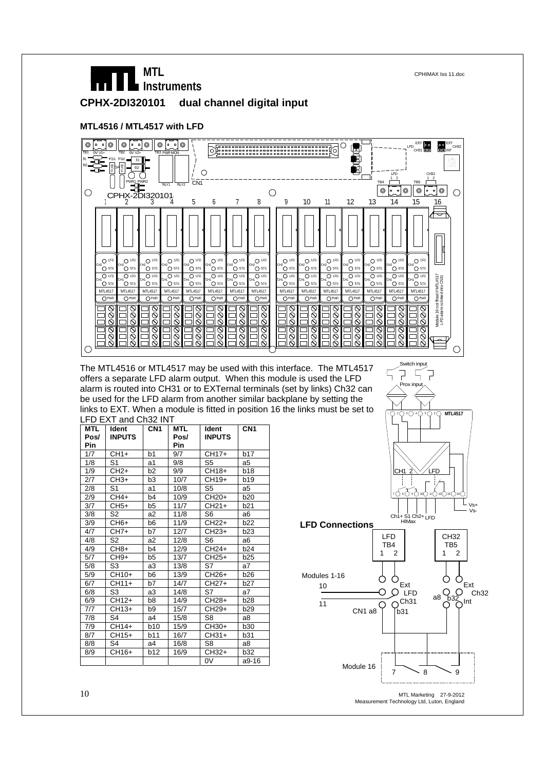## CPHX-2DI320101 dual channel digital input

### MTL4516 / MTL4517 with LFD

The MTL4516 or MTL4517 may be used with this interface. The MTL4517 offers a separate LFD alarm output. When this module is used the LFD alarm is routed into CH31 or to EXTernal terminals (set by links) Ch32 can be used for the LFD alarm from another similar backplane by setting the links to EXT. When a module is fitted in position 16 the links must be set to LFD EXT and Ch32 INT

| MTL Pos/ Pin | Ident INPUTS | CN1 | MTL Pos/ Pin | Ident INPUTS | CN1 |
|---|---|---|---|---|---|
| 1/7 | CH1+ | b1 | 9/7 | CH17+ | b17 |
| 1/8 | S1 | a1 | 9/8 | S5 | a5 |
| 1/9 | CH2+ | b2 | 9/9 | CH18+ | b18 |
| 2/7 | CH3+ | b3 | 10/7 | CH19+ | b19 |
| 2/8 | S1 | a1 | 10/8 | S5 | a5 |
| 2/9 | CH4+ | b4 | 10/9 | CH20+ | b20 |
| 3/7 | CH5+ | b5 | 11/7 | CH21+ | b21 |
| 3/8 | S2 | a2 | 11/8 | S6 | a6 |
| 3/9 | CH6+ | b6 | 11/9 | CH22+ | b22 |
| 4/7 | CH7+ | b7 | 12/7 | CH23+ | b23 |
| 4/8 | S2 | a2 | 12/8 | S6 | a6 |
| 4/9 | CH8+ | b4 | 12/9 | CH24+ | b24 |
| 5/7 | CH9+ | b5 | 13/7 | CH25+ | b25 |
| 5/8 | S3 | a3 | 13/8 | S7 | a7 |
| 5/9 | CH10+ | b6 | 13/9 | CH26+ | b26 |
| 6/7 | CH11+ | b7 | 14/7 | CH27+ | b27 |
| 6/8 | S3 | a3 | 14/8 | S7 | a7 |
| 6/9 | CH12+ | b8 | 14/9 | CH28+ | b28 |
| 7/7 | CH13+ | b9 | 15/7 | CH29+ | b29 |
| 7/8 | S4 | a4 | 15/8 | S8 | a8 |
| 7/9 | CH14+ | b10 | 15/9 | CH30+ | b30 |
| 8/7 | CH15+ | b11 | 16/7 | CH31+ | b31 |
| 8/8 | S4 | a4 | 16/8 | S8 | a8 |
| 8/9 | CH16+ | b12 | 16/9 | CH32+ | b32 |
| | | | | 0V | a9-16 |

**LFD Connections**

MTL Marketing 27-9-2012
Measurement Technology Ltd, Luton, England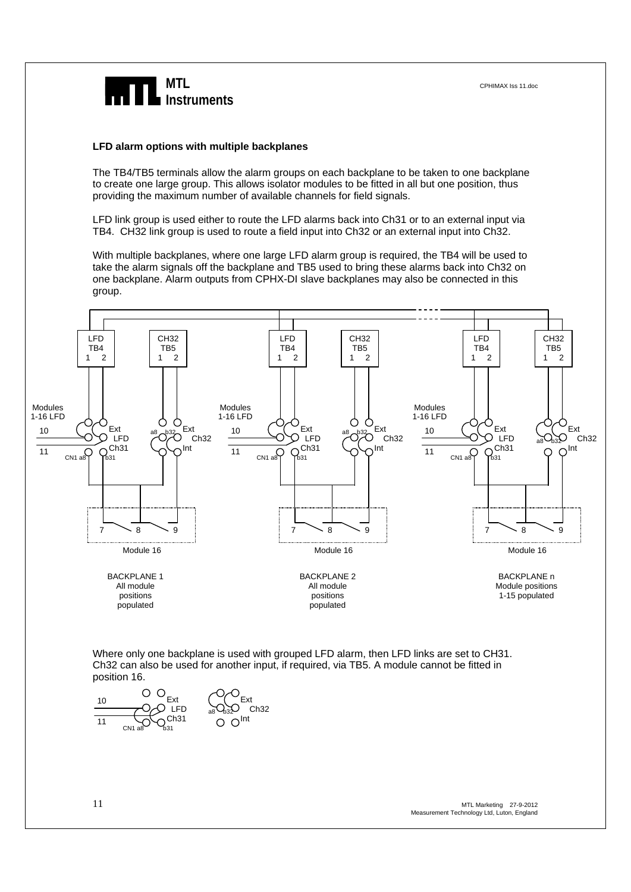**LFD alarm options with multiple backplanes**

The TB4/TB5 terminals allow the alarm groups on each backplane to be taken to one backplane to create one large group. This allows isolator modules to be fitted in all but one position, thus providing the maximum number of available channels for field signals.

LFD link group is used either to route the LFD alarms back into Ch31 or to an external input via TB4. CH32 link group is used to route a field input into Ch32 or an external input into Ch32.

With multiple backplanes, where one large LFD alarm group is required, the TB4 will be used to take the alarm signals off the backplane and TB5 used to bring these alarms back into Ch32 on one backplane. Alarm outputs from CPHX-DI slave backplanes may also be connected in this group.

LFD TB4 1 2 | CH32 TB5 1 2 | LFD TB4 1 2 | CH32 TB5 1 2 | LFD TB4 1 2 | CH32 TB5 1 2

Modules 1-16 LFD — 10, 11 — CN1 a8, b31 — Ext LFD Ch31 — a8 b32 Ext Ch32 Int

7 8 9 — Module 16

BACKPLANE 1
All module positions populated

BACKPLANE 2
All module positions populated

BACKPLANE n
Module positions 1-15 populated

Where only one backplane is used with grouped LFD alarm, then LFD links are set to CH31. Ch32 can also be used for another input, if required, via TB5. A module cannot be fitted in position 16.

10, 11 — CN1 a8, b31 — Ext LFD Ch31 — a8 b32 Ext Ch32 Int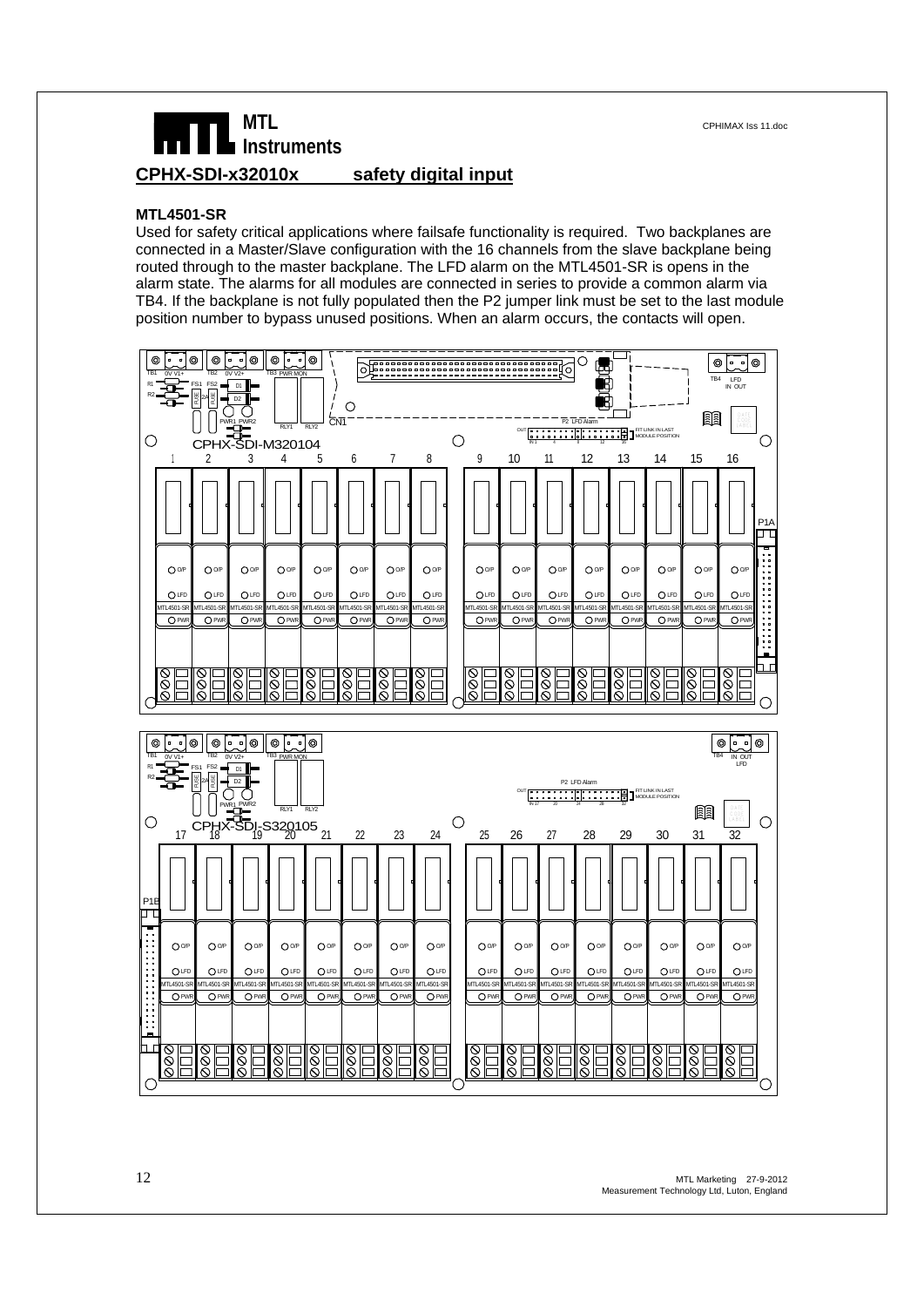## CPHX-SDI-x32010x safety digital input

### MTL4501-SR

Used for safety critical applications where failsafe functionality is required. Two backplanes are connected in a Master/Slave configuration with the 16 channels from the slave backplane being routed through to the master backplane. The LFD alarm on the MTL4501-SR is opens in the alarm state. The alarms for all modules are connected in series to provide a common alarm via TB4. If the backplane is not fully populated then the P2 jumper link must be set to the last module position number to bypass unused positions. When an alarm occurs, the contacts will open.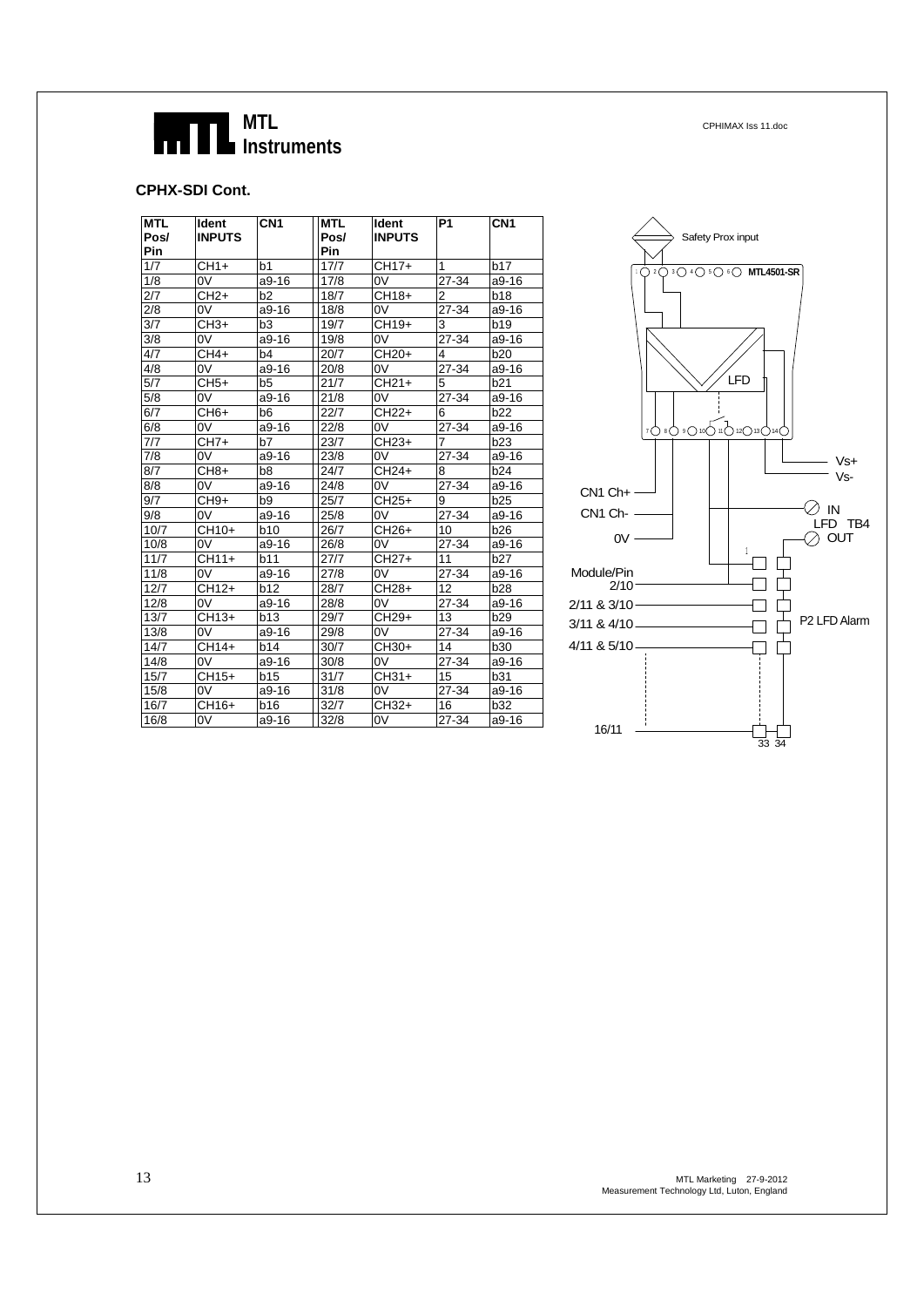**MTL Instruments**

## CPHX-SDI Cont.

| MTL Pos/ Pin | Ident INPUTS | CN1 | MTL Pos/ Pin | Ident INPUTS | P1 | CN1 |
|---|---|---|---|---|---|---|
| 1/7 | CH1+ | b1 | 17/7 | CH17+ | 1 | b17 |
| 1/8 | 0V | a9-16 | 17/8 | 0V | 27-34 | a9-16 |
| 2/7 | CH2+ | b2 | 18/7 | CH18+ | 2 | b18 |
| 2/8 | 0V | a9-16 | 18/8 | 0V | 27-34 | a9-16 |
| 3/7 | CH3+ | b3 | 19/7 | CH19+ | 3 | b19 |
| 3/8 | 0V | a9-16 | 19/8 | 0V | 27-34 | a9-16 |
| 4/7 | CH4+ | b4 | 20/7 | CH20+ | 4 | b20 |
| 4/8 | 0V | a9-16 | 20/8 | 0V | 27-34 | a9-16 |
| 5/7 | CH5+ | b5 | 21/7 | CH21+ | 5 | b21 |
| 5/8 | 0V | a9-16 | 21/8 | 0V | 27-34 | a9-16 |
| 6/7 | CH6+ | b6 | 22/7 | CH22+ | 6 | b22 |
| 6/8 | 0V | a9-16 | 22/8 | 0V | 27-34 | a9-16 |
| 7/7 | CH7+ | b7 | 23/7 | CH23+ | 7 | b23 |
| 7/8 | 0V | a9-16 | 23/8 | 0V | 27-34 | a9-16 |
| 8/7 | CH8+ | b8 | 24/7 | CH24+ | 8 | b24 |
| 8/8 | 0V | a9-16 | 24/8 | 0V | 27-34 | a9-16 |
| 9/7 | CH9+ | b9 | 25/7 | CH25+ | 9 | b25 |
| 9/8 | 0V | a9-16 | 25/8 | 0V | 27-34 | a9-16 |
| 10/7 | CH10+ | b10 | 26/7 | CH26+ | 10 | b26 |
| 10/8 | 0V | a9-16 | 26/8 | 0V | 27-34 | a9-16 |
| 11/7 | CH11+ | b11 | 27/7 | CH27+ | 11 | b27 |
| 11/8 | 0V | a9-16 | 27/8 | 0V | 27-34 | a9-16 |
| 12/7 | CH12+ | b12 | 28/7 | CH28+ | 12 | b28 |
| 12/8 | 0V | a9-16 | 28/8 | 0V | 27-34 | a9-16 |
| 13/7 | CH13+ | b13 | 29/7 | CH29+ | 13 | b29 |
| 13/8 | 0V | a9-16 | 29/8 | 0V | 27-34 | a9-16 |
| 14/7 | CH14+ | b14 | 30/7 | CH30+ | 14 | b30 |
| 14/8 | 0V | a9-16 | 30/8 | 0V | 27-34 | a9-16 |
| 15/7 | CH15+ | b15 | 31/7 | CH31+ | 15 | b31 |
| 15/8 | 0V | a9-16 | 31/8 | 0V | 27-34 | a9-16 |
| 16/7 | CH16+ | b16 | 32/7 | CH32+ | 16 | b32 |
| 16/8 | 0V | a9-16 | 32/8 | 0V | 27-34 | a9-16 |

Safety Prox input

MTL4501-SR

LFD

Vs+
Vs-

CN1 Ch+
CN1 Ch-
0V

IN
LFD TB4
OUT

Module/Pin
2/10
2/11 & 3/10
3/11 & 4/10
4/11 & 5/10

P2 LFD Alarm

16/11

33 34

MTL Marketing 27-9-2012
Measurement Technology Ltd, Luton, England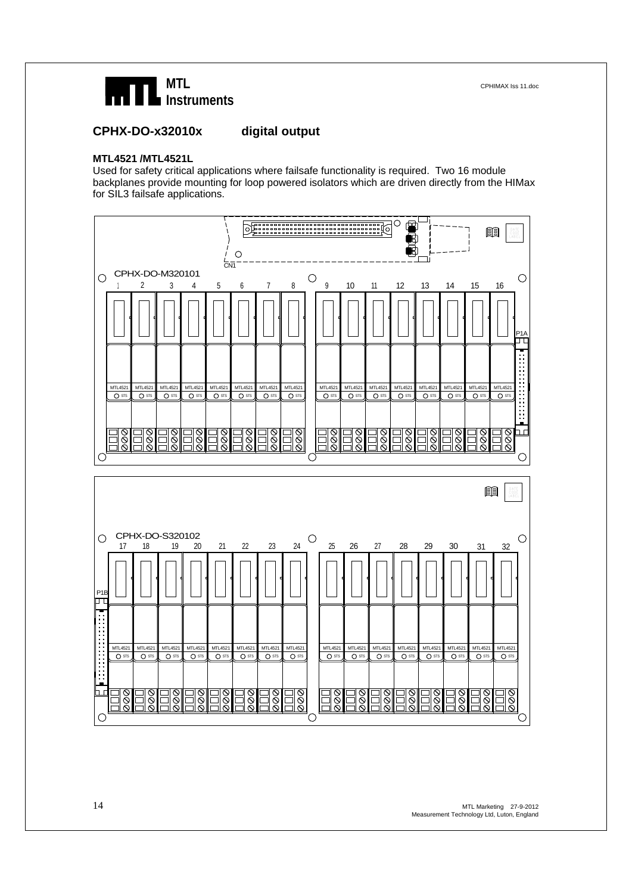## CPHX-DO-x32010x digital output

**MTL4521 /MTL4521L**

Used for safety critical applications where failsafe functionality is required. Two 16 module backplanes provide mounting for loop powered isolators which are driven directly from the HIMax for SIL3 failsafe applications.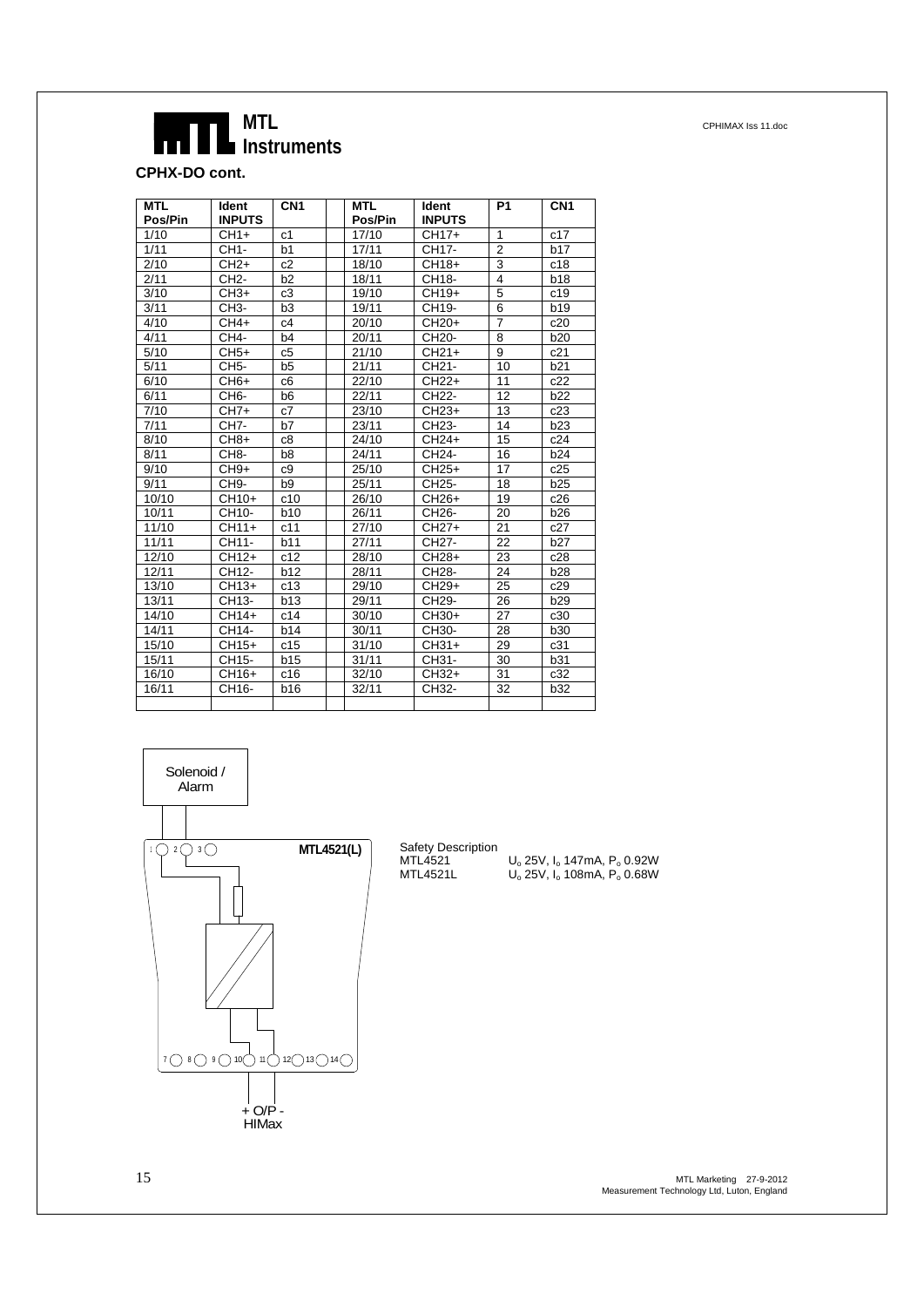**CPHX-DO cont.**

| MTL Pos/Pin | Ident INPUTS | CN1 | | MTL Pos/Pin | Ident INPUTS | P1 | CN1 |
|---|---|---|---|---|---|---|---|
| 1/10 | CH1+ | c1 | | 17/10 | CH17+ | 1 | c17 |
| 1/11 | CH1- | b1 | | 17/11 | CH17- | 2 | b17 |
| 2/10 | CH2+ | c2 | | 18/10 | CH18+ | 3 | c18 |
| 2/11 | CH2- | b2 | | 18/11 | CH18- | 4 | b18 |
| 3/10 | CH3+ | c3 | | 19/10 | CH19+ | 5 | c19 |
| 3/11 | CH3- | b3 | | 19/11 | CH19- | 6 | b19 |
| 4/10 | CH4+ | c4 | | 20/10 | CH20+ | 7 | c20 |
| 4/11 | CH4- | b4 | | 20/11 | CH20- | 8 | b20 |
| 5/10 | CH5+ | c5 | | 21/10 | CH21+ | 9 | c21 |
| 5/11 | CH5- | b5 | | 21/11 | CH21- | 10 | b21 |
| 6/10 | CH6+ | c6 | | 22/10 | CH22+ | 11 | c22 |
| 6/11 | CH6- | b6 | | 22/11 | CH22- | 12 | b22 |
| 7/10 | CH7+ | c7 | | 23/10 | CH23+ | 13 | c23 |
| 7/11 | CH7- | b7 | | 23/11 | CH23- | 14 | b23 |
| 8/10 | CH8+ | c8 | | 24/10 | CH24+ | 15 | c24 |
| 8/11 | CH8- | b8 | | 24/11 | CH24- | 16 | b24 |
| 9/10 | CH9+ | c9 | | 25/10 | CH25+ | 17 | c25 |
| 9/11 | CH9- | b9 | | 25/11 | CH25- | 18 | b25 |
| 10/10 | CH10+ | c10 | | 26/10 | CH26+ | 19 | c26 |
| 10/11 | CH10- | b10 | | 26/11 | CH26- | 20 | b26 |
| 11/10 | CH11+ | c11 | | 27/10 | CH27+ | 21 | c27 |
| 11/11 | CH11- | b11 | | 27/11 | CH27- | 22 | b27 |
| 12/10 | CH12+ | c12 | | 28/10 | CH28+ | 23 | c28 |
| 12/11 | CH12- | b12 | | 28/11 | CH28- | 24 | b28 |
| 13/10 | CH13+ | c13 | | 29/10 | CH29+ | 25 | c29 |
| 13/11 | CH13- | b13 | | 29/11 | CH29- | 26 | b29 |
| 14/10 | CH14+ | c14 | | 30/10 | CH30+ | 27 | c30 |
| 14/11 | CH14- | b14 | | 30/11 | CH30- | 28 | b30 |
| 15/10 | CH15+ | c15 | | 31/10 | CH31+ | 29 | c31 |
| 15/11 | CH15- | b15 | | 31/11 | CH31- | 30 | b31 |
| 16/10 | CH16+ | c16 | | 32/10 | CH32+ | 31 | c32 |
| 16/11 | CH16- | b16 | | 32/11 | CH32- | 32 | b32 |

Solenoid / Alarm

MTL4521(L)

+ O/P -
HIMax

Safety Description

MTL4521 $U_o$ 25V, $I_o$ 147mA, $P_o$ 0.92W

MTL4521L $U_o$ 25V, $I_o$ 108mA, $P_o$ 0.68W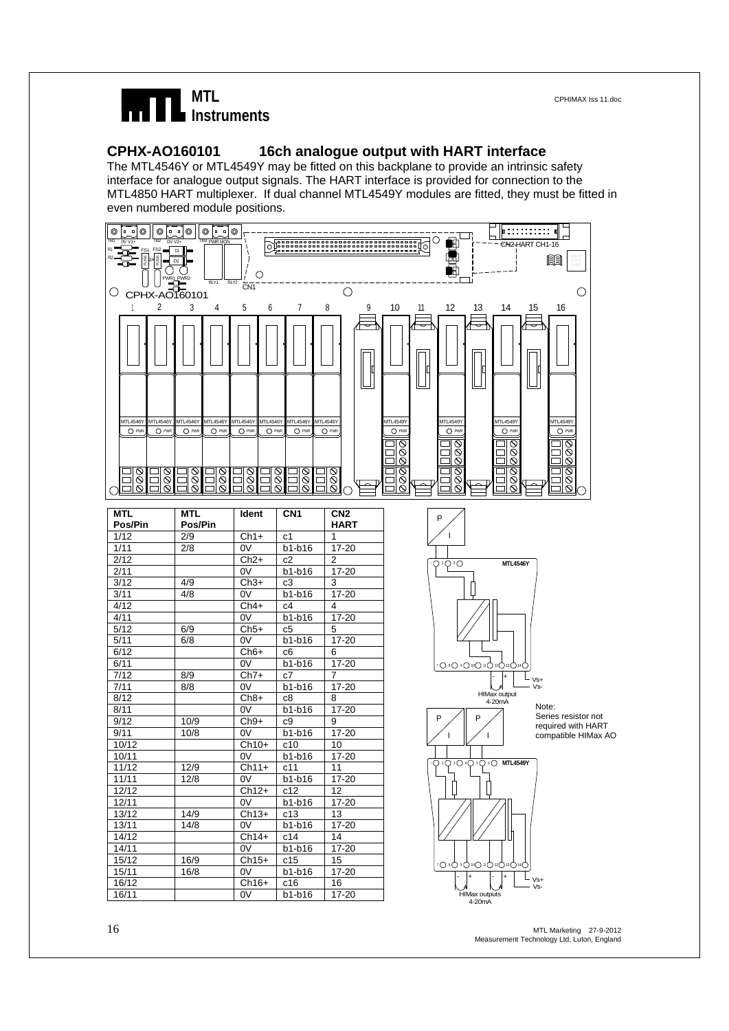## CPHX-AO160101 16ch analogue output with HART interface

The MTL4546Y or MTL4549Y may be fitted on this backplane to provide an intrinsic safety interface for analogue output signals. The HART interface is provided for connection to the MTL4850 HART multiplexer. If dual channel MTL4549Y modules are fitted, they must be fitted in even numbered module positions.

| MTL Pos/Pin | MTL Pos/Pin | Ident | CN1 | CN2 HART |
|---|---|---|---|---|
| 1/12 | 2/9 | Ch1+ | c1 | 1 |
| 1/11 | 2/8 | 0V | b1-b16 | 17-20 |
| 2/12 | | Ch2+ | c2 | 2 |
| 2/11 | | 0V | b1-b16 | 17-20 |
| 3/12 | 4/9 | Ch3+ | c3 | 3 |
| 3/11 | 4/8 | 0V | b1-b16 | 17-20 |
| 4/12 | | Ch4+ | c4 | 4 |
| 4/11 | | 0V | b1-b16 | 17-20 |
| 5/12 | 6/9 | Ch5+ | c5 | 5 |
| 5/11 | 6/8 | 0V | b1-b16 | 17-20 |
| 6/12 | | Ch6+ | c6 | 6 |
| 6/11 | | 0V | b1-b16 | 17-20 |
| 7/12 | 8/9 | Ch7+ | c7 | 7 |
| 7/11 | 8/8 | 0V | b1-b16 | 17-20 |
| 8/12 | | Ch8+ | c8 | 8 |
| 8/11 | | 0V | b1-b16 | 17-20 |
| 9/12 | 10/9 | Ch9+ | c9 | 9 |
| 9/11 | 10/8 | 0V | b1-b16 | 17-20 |
| 10/12 | | Ch10+ | c10 | 10 |
| 10/11 | | 0V | b1-b16 | 17-20 |
| 11/12 | 12/9 | Ch11+ | c11 | 11 |
| 11/11 | 12/8 | 0V | b1-b16 | 17-20 |
| 12/12 | | Ch12+ | c12 | 12 |
| 12/11 | | 0V | b1-b16 | 17-20 |
| 13/12 | 14/9 | Ch13+ | c13 | 13 |
| 13/11 | 14/8 | 0V | b1-b16 | 17-20 |
| 14/12 | | Ch14+ | c14 | 14 |
| 14/11 | | 0V | b1-b16 | 17-20 |
| 15/12 | 16/9 | Ch15+ | c15 | 15 |
| 15/11 | 16/8 | 0V | b1-b16 | 17-20 |
| 16/12 | | Ch16+ | c16 | 16 |
| 16/11 | | 0V | b1-b16 | 17-20 |

Note: Series resistor not required with HART compatible HIMax AO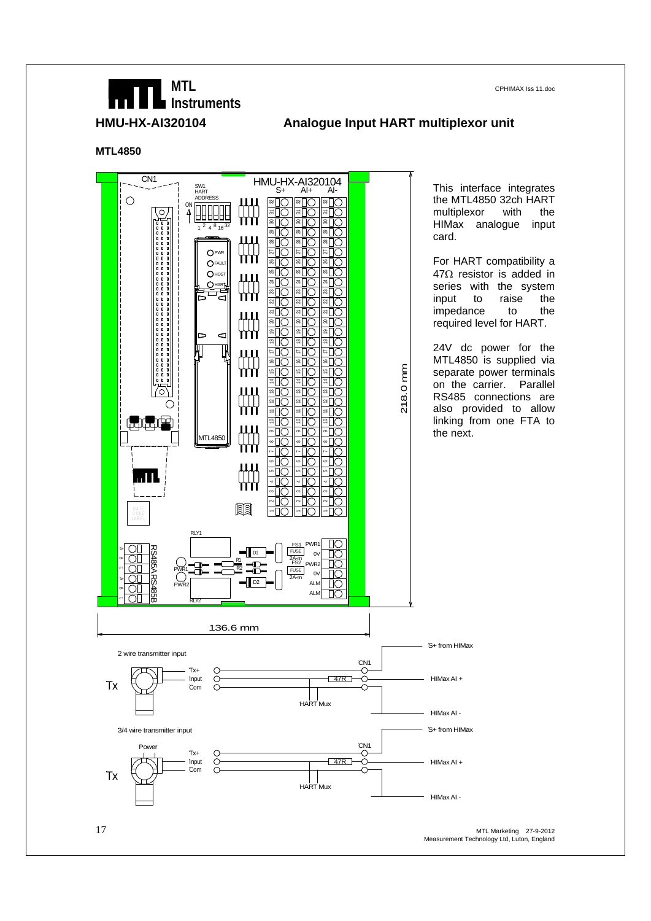# HMU-HX-AI320104 Analogue Input HART multiplexor unit

**MTL4850**

CN1

SW1 HART ADDRESS

ON

1 2 4 8 16 32

PWR

FAULT

HOST

HART

MTL4850

HMU-HX-AI320104

S+ AI+ AI-

RLY1

RS485A RS485B

PWR1

PWR2

RLY2

R1

R2

D1

D2

FS1 FUSE 2A-m

FS2 FUSE 2A-m

PWR1 0V PWR2 0V ALM ALM

218.0 mm

136.6 mm

This interface integrates the MTL4850 32ch HART multiplexor with the HIMax analogue input card.

For HART compatibility a 47Ω resistor is added in series with the system input to raise the impedance to the required level for HART.

24V dc power for the MTL4850 is supplied via separate power terminals on the carrier. Parallel RS485 connections are also provided to allow linking from one FTA to the next.

2 wire transmitter input

Tx

Tx+

Input

Com

CN1

47R

HART Mux

S+ from HIMax

HIMax AI +

HIMax AI -

3/4 wire transmitter input

Power

Tx

Tx+

Input

Com

CN1

47R

HART Mux

S+ from HIMax

HIMax AI +

HIMax AI -